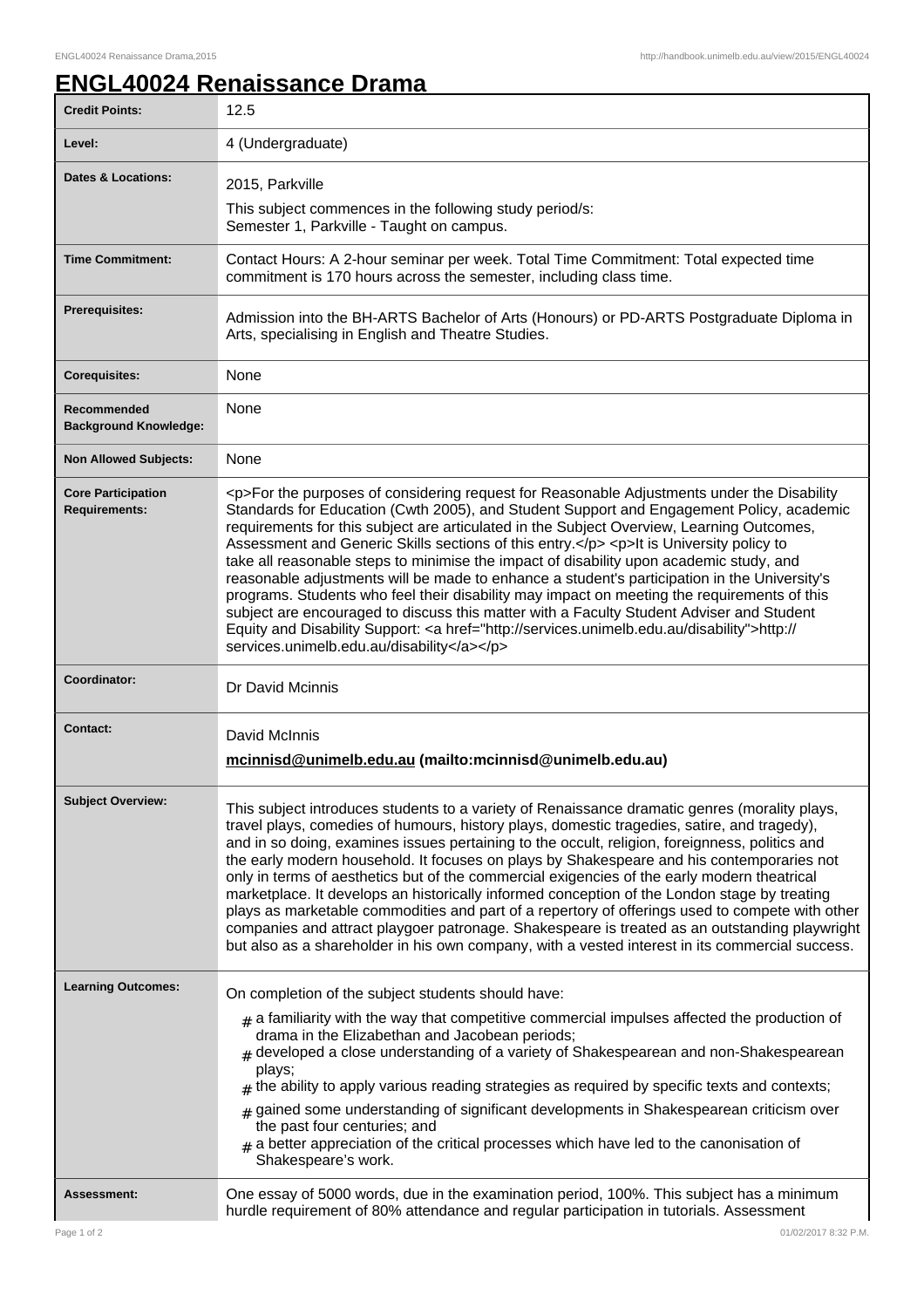# ENGL40024 Renaissance Drama

| | |
|---|---|
| **Credit Points:** | 12.5 |
| **Level:** | 4 (Undergraduate) |
| **Dates & Locations:** | 2015, Parkville<br>This subject commences in the following study period/s:<br>Semester 1, Parkville - Taught on campus. |
| **Time Commitment:** | Contact Hours: A 2-hour seminar per week. Total Time Commitment: Total expected time commitment is 170 hours across the semester, including class time. |
| **Prerequisites:** | Admission into the BH-ARTS Bachelor of Arts (Honours) or PD-ARTS Postgraduate Diploma in Arts, specialising in English and Theatre Studies. |
| **Corequisites:** | None |
| **Recommended Background Knowledge:** | None |
| **Non Allowed Subjects:** | None |
| **Core Participation Requirements:** | <p>For the purposes of considering request for Reasonable Adjustments under the Disability Standards for Education (Cwth 2005), and Student Support and Engagement Policy, academic requirements for this subject are articulated in the Subject Overview, Learning Outcomes, Assessment and Generic Skills sections of this entry.</p> <p>It is University policy to take all reasonable steps to minimise the impact of disability upon academic study, and reasonable adjustments will be made to enhance a student's participation in the University's programs. Students who feel their disability may impact on meeting the requirements of this subject are encouraged to discuss this matter with a Faculty Student Adviser and Student Equity and Disability Support: <a href="http://services.unimelb.edu.au/disability">http://services.unimelb.edu.au/disability</a></p> |
| **Coordinator:** | Dr David Mcinnis |
| **Contact:** | David McInnis<br>**mcinnisd@unimelb.edu.au (mailto:mcinnisd@unimelb.edu.au)** |
| **Subject Overview:** | This subject introduces students to a variety of Renaissance dramatic genres (morality plays, travel plays, comedies of humours, history plays, domestic tragedies, satire, and tragedy), and in so doing, examines issues pertaining to the occult, religion, foreignness, politics and the early modern household. It focuses on plays by Shakespeare and his contemporaries not only in terms of aesthetics but of the commercial exigencies of the early modern theatrical marketplace. It develops an historically informed conception of the London stage by treating plays as marketable commodities and part of a repertory of offerings used to compete with other companies and attract playgoer patronage. Shakespeare is treated as an outstanding playwright but also as a shareholder in his own company, with a vested interest in its commercial success. |
| **Learning Outcomes:** | On completion of the subject students should have:<br># a familiarity with the way that competitive commercial impulses affected the production of drama in the Elizabethan and Jacobean periods;<br># developed a close understanding of a variety of Shakespearean and non-Shakespearean plays;<br># the ability to apply various reading strategies as required by specific texts and contexts;<br># gained some understanding of significant developments in Shakespearean criticism over the past four centuries; and<br># a better appreciation of the critical processes which have led to the canonisation of Shakespeare's work. |
| **Assessment:** | One essay of 5000 words, due in the examination period, 100%. This subject has a minimum hurdle requirement of 80% attendance and regular participation in tutorials. Assessment |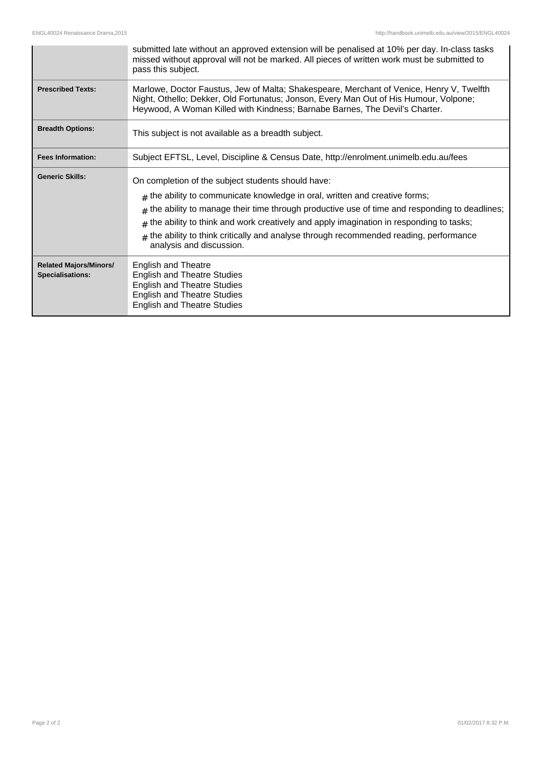| | |
|---|---|
| | submitted late without an approved extension will be penalised at 10% per day. In-class tasks missed without approval will not be marked. All pieces of written work must be submitted to pass this subject. |
| **Prescribed Texts:** | Marlowe, Doctor Faustus, Jew of Malta; Shakespeare, Merchant of Venice, Henry V, Twelfth Night, Othello; Dekker, Old Fortunatus; Jonson, Every Man Out of His Humour, Volpone; Heywood, A Woman Killed with Kindness; Barnabe Barnes, The Devil's Charter. |
| **Breadth Options:** | This subject is not available as a breadth subject. |
| **Fees Information:** | Subject EFTSL, Level, Discipline & Census Date, http://enrolment.unimelb.edu.au/fees |
| **Generic Skills:** | On completion of the subject students should have:<br># the ability to communicate knowledge in oral, written and creative forms;<br># the ability to manage their time through productive use of time and responding to deadlines;<br># the ability to think and work creatively and apply imagination in responding to tasks;<br># the ability to think critically and analyse through recommended reading, performance analysis and discussion. |
| **Related Majors/Minors/ Specialisations:** | English and Theatre<br>English and Theatre Studies<br>English and Theatre Studies<br>English and Theatre Studies<br>English and Theatre Studies |